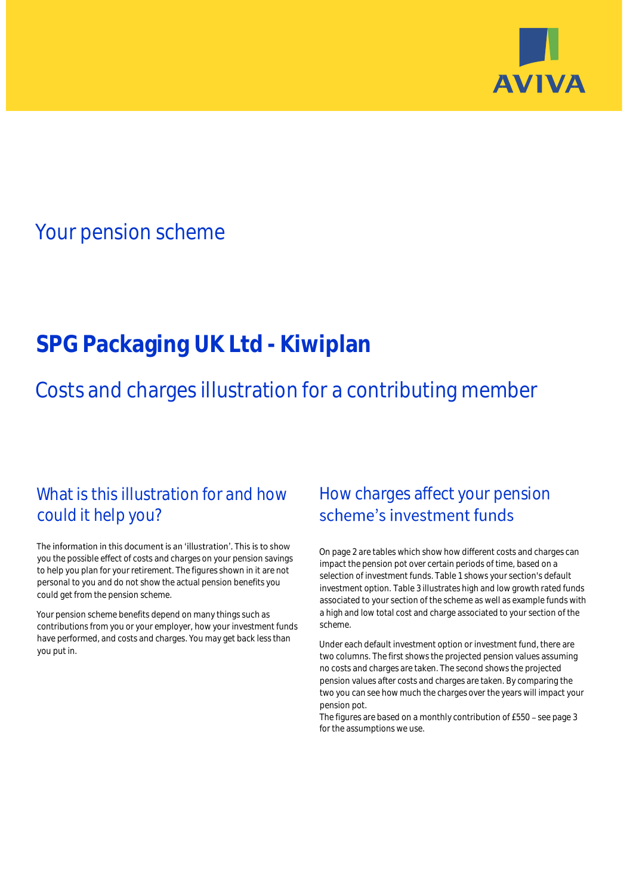AVIVA

# Your pension scheme

# SPG Packaging UK Ltd - Kiwiplan

## Costs and charges illustration for a contributing member

## What is this illustration for and how could it help you?

The information in this document is an 'illustration'. This is to show you the possible effect of costs and charges on your pension savings to help you plan for your retirement. The figures shown in it are not personal to you and do not show the actual pension benefits you could get from the pension scheme.

Your pension scheme benefits depend on many things such as contributions from you or your employer, how your investment funds have performed, and costs and charges. You may get back less than you put in.

## How charges affect your pension scheme's investment funds

On page 2 are tables which show how different costs and charges can impact the pension pot over certain periods of time, based on a selection of investment funds. Table 1 shows your section's default investment option. Table 3 illustrates high and low growth rated funds associated to your section of the scheme as well as example funds with a high and low total cost and charge associated to your section of the scheme.

Under each default investment option or investment fund, there are two columns. The first shows the projected pension values assuming no costs and charges are taken. The second shows the projected pension values after costs and charges are taken. By comparing the two you can see how much the charges over the years will impact your pension pot.

The figures are based on a monthly contribution of £550 – see page 3 for the assumptions we use.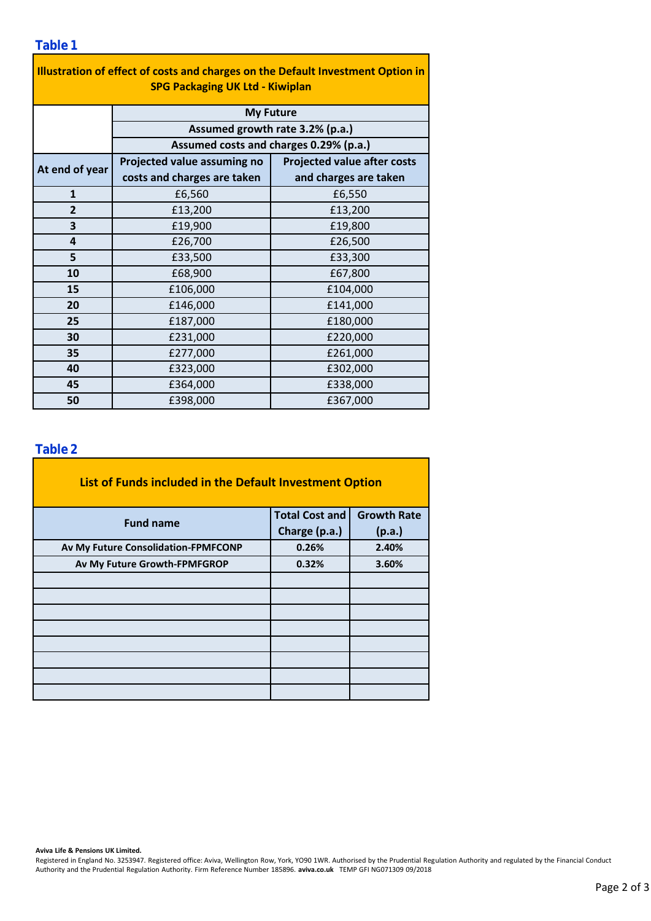## Table 1

| Illustration of effect of costs and charges on the Default Investment Option in SPG Packaging UK Ltd - Kiwiplan | | |
|---|---|---|
| | My Future | |
| | Assumed growth rate 3.2% (p.a.) | |
| | Assumed costs and charges 0.29% (p.a.) | |
| At end of year | Projected value assuming no costs and charges are taken | Projected value after costs and charges are taken |
| 1 | £6,560 | £6,550 |
| 2 | £13,200 | £13,200 |
| 3 | £19,900 | £19,800 |
| 4 | £26,700 | £26,500 |
| 5 | £33,500 | £33,300 |
| 10 | £68,900 | £67,800 |
| 15 | £106,000 | £104,000 |
| 20 | £146,000 | £141,000 |
| 25 | £187,000 | £180,000 |
| 30 | £231,000 | £220,000 |
| 35 | £277,000 | £261,000 |
| 40 | £323,000 | £302,000 |
| 45 | £364,000 | £338,000 |
| 50 | £398,000 | £367,000 |

## Table 2

| List of Funds included in the Default Investment Option | | |
|---|---|---|
| Fund name | Total Cost and Charge (p.a.) | Growth Rate (p.a.) |
| Av My Future Consolidation-FPMFCONP | 0.26% | 2.40% |
| Av My Future Growth-FPMFGROP | 0.32% | 3.60% |
| | | |
| | | |
| | | |
| | | |
| | | |
| | | |
| | | |
| | | |

**Aviva Life & Pensions UK Limited.**
Registered in England No. 3253947. Registered office: Aviva, Wellington Row, York, YO90 1WR. Authorised by the Prudential Regulation Authority and regulated by the Financial Conduct Authority and the Prudential Regulation Authority. Firm Reference Number 185896. **aviva.co.uk** TEMP GFI NG071309 09/2018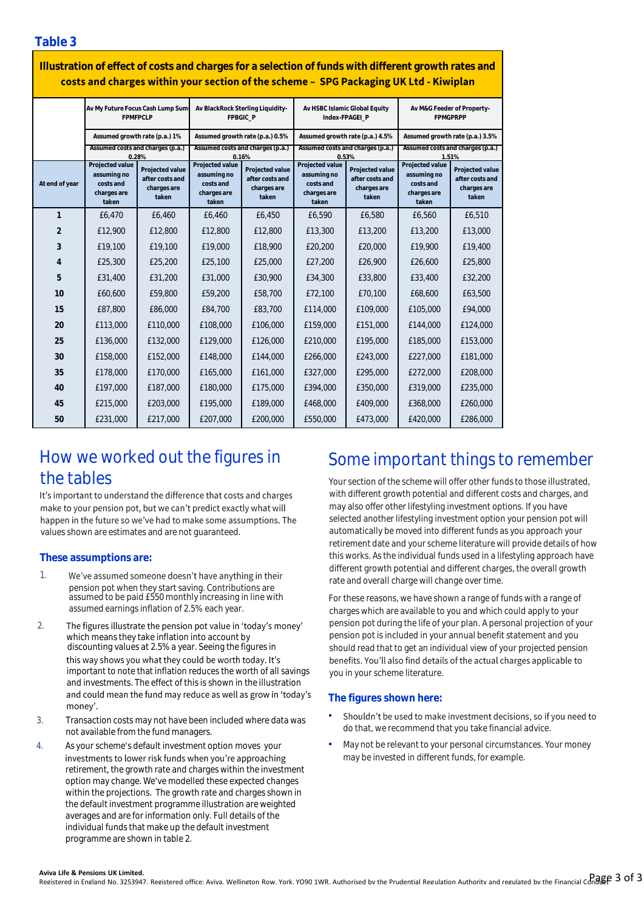## Table 3

| Illustration of effect of costs and charges for a selection of funds with different growth rates and costs and charges within your section of the scheme – SPG Packaging UK Ltd - Kiwiplan | | | | | | | | |
|---|---|---|---|---|---|---|---|---|
| | Av My Future Focus Cash Lump Sum-FPMFPCLP | | Av BlackRock Sterling Liquidity-FPBGIC_P | | Av HSBC Islamic Global Equity Index-FPAGEI_P | | Av M&G Feeder of Property-FPMGPRPP | |
| | Assumed growth rate (p.a.) 1% | | Assumed growth rate (p.a.) 0.5% | | Assumed growth rate (p.a.) 4.5% | | Assumed growth rate (p.a.) 3.5% | |
| | Assumed costs and charges (p.a.) 0.28% | | Assumed costs and charges (p.a.) 0.16% | | Assumed costs and charges (p.a.) 0.53% | | Assumed costs and charges (p.a.) 1.51% | |
| At end of year | Projected value assuming no costs and charges are taken | Projected value after costs and charges are taken | Projected value assuming no costs and charges are taken | Projected value after costs and charges are taken | Projected value assuming no costs and charges are taken | Projected value after costs and charges are taken | Projected value assuming no costs and charges are taken | Projected value after costs and charges are taken |
| 1 | £6,470 | £6,460 | £6,460 | £6,450 | £6,590 | £6,580 | £6,560 | £6,510 |
| 2 | £12,900 | £12,800 | £12,800 | £12,800 | £13,300 | £13,200 | £13,200 | £13,000 |
| 3 | £19,100 | £19,100 | £19,000 | £18,900 | £20,200 | £20,000 | £19,900 | £19,400 |
| 4 | £25,300 | £25,200 | £25,100 | £25,000 | £27,200 | £26,900 | £26,600 | £25,800 |
| 5 | £31,400 | £31,200 | £31,000 | £30,900 | £34,300 | £33,800 | £33,400 | £32,200 |
| 10 | £60,600 | £59,800 | £59,200 | £58,700 | £72,100 | £70,100 | £68,600 | £63,500 |
| 15 | £87,800 | £86,000 | £84,700 | £83,700 | £114,000 | £109,000 | £105,000 | £94,000 |
| 20 | £113,000 | £110,000 | £108,000 | £106,000 | £159,000 | £151,000 | £144,000 | £124,000 |
| 25 | £136,000 | £132,000 | £129,000 | £126,000 | £210,000 | £195,000 | £185,000 | £153,000 |
| 30 | £158,000 | £152,000 | £148,000 | £144,000 | £266,000 | £243,000 | £227,000 | £181,000 |
| 35 | £178,000 | £170,000 | £165,000 | £161,000 | £327,000 | £295,000 | £272,000 | £208,000 |
| 40 | £197,000 | £187,000 | £180,000 | £175,000 | £394,000 | £350,000 | £319,000 | £235,000 |
| 45 | £215,000 | £203,000 | £195,000 | £189,000 | £468,000 | £409,000 | £368,000 | £260,000 |
| 50 | £231,000 | £217,000 | £207,000 | £200,000 | £550,000 | £473,000 | £420,000 | £286,000 |

# How we worked out the figures in the tables

It's important to understand the difference that costs and charges make to your pension pot, but we can't predict exactly what will happen in the future so we've had to make some assumptions. The values shown are estimates and are not guaranteed.

### These assumptions are:

1. We've assumed someone doesn't have anything in their pension pot when they start saving. Contributions are assumed to be paid £550 monthly increasing in line with assumed earnings inflation of 2.5% each year.
2. The figures illustrate the pension pot value in 'today's money' which means they take inflation into account by discounting values at 2.5% a year. Seeing the figures in this way shows you what they could be worth today. It's important to note that inflation reduces the worth of all savings and investments. The effect of this is shown in the illustration and could mean the fund may reduce as well as grow in 'today's money'.
3. Transaction costs may not have been included where data was not available from the fund managers.
4. As your scheme's default investment option moves your investments to lower risk funds when you're approaching retirement, the growth rate and charges within the investment option may change. We've modelled these expected changes within the projections. The growth rate and charges shown in the default investment programme illustration are weighted averages and are for information only. Full details of the individual funds that make up the default investment programme are shown in table 2.

# Some important things to remember

Your section of the scheme will offer other funds to those illustrated, with different growth potential and different costs and charges, and may also offer other lifestyling investment options. If you have selected another lifestyling investment option your pension pot will automatically be moved into different funds as you approach your retirement date and your scheme literature will provide details of how this works. As the individual funds used in a lifestyling approach have different growth potential and different charges, the overall growth rate and overall charge will change over time.

For these reasons, we have shown a range of funds with a range of charges which are available to you and which could apply to your pension pot during the life of your plan. A personal projection of your pension pot is included in your annual benefit statement and you should read that to get an individual view of your projected pension benefits. You'll also find details of the actual charges applicable to you in your scheme literature.

### The figures shown here:

- Shouldn't be used to make investment decisions, so if you need to do that, we recommend that you take financial advice.
- May not be relevant to your personal circumstances. Your money may be invested in different funds, for example.

**Aviva Life & Pensions UK Limited.**
Registered in England No. 3253947. Registered office: Aviva, Wellington Row, York, YO90 1WR. Authorised by the Prudential Regulation Authority and regulated by the Financial Conduct